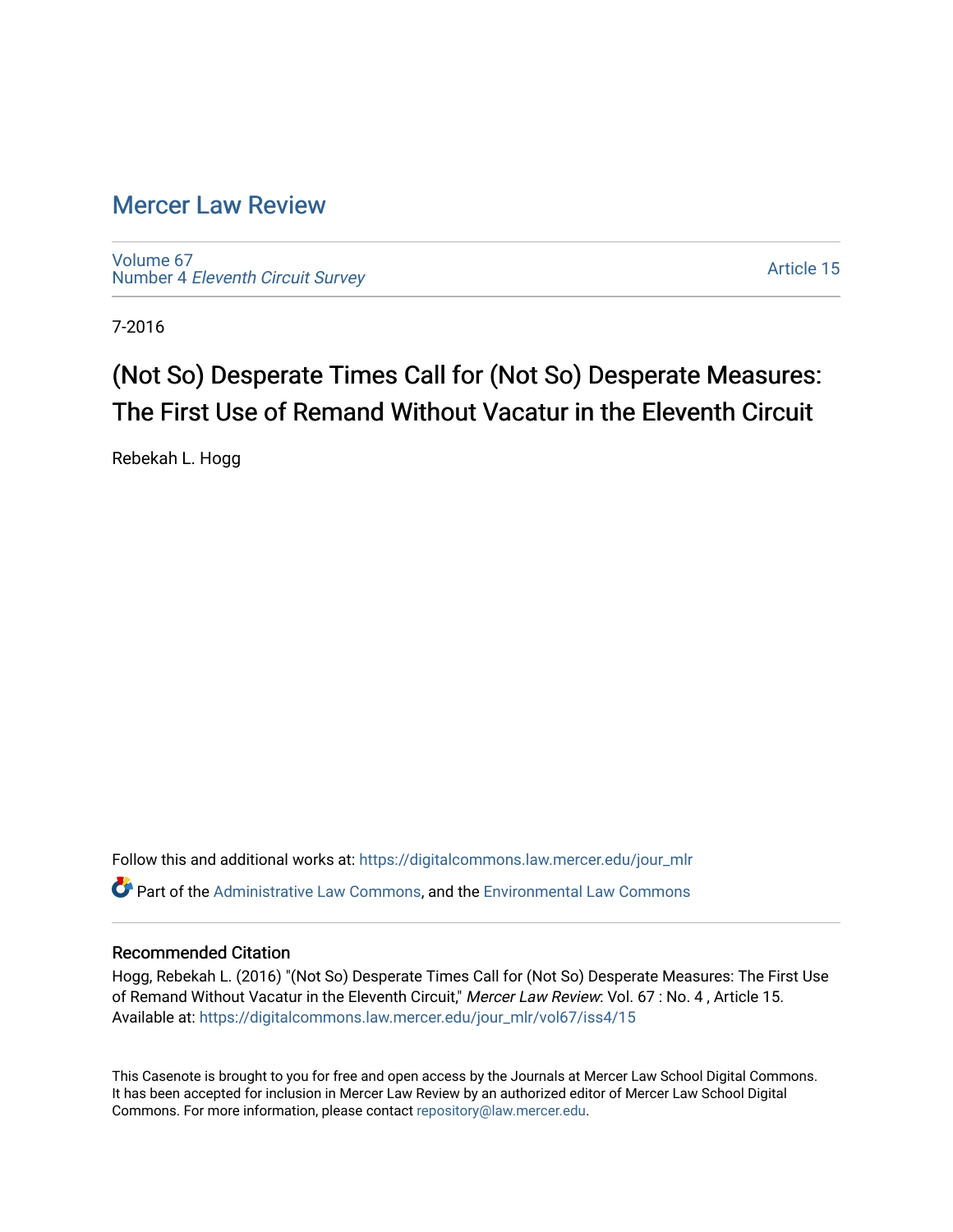# Mercer Law Review

Volume 67
Number 4 *Eleventh Circuit Survey*

Article 15

7-2016

## (Not So) Desperate Times Call for (Not So) Desperate Measures: The First Use of Remand Without Vacatur in the Eleventh Circuit

Rebekah L. Hogg

Follow this and additional works at: https://digitalcommons.law.mercer.edu/jour_mlr

Part of the Administrative Law Commons, and the Environmental Law Commons

### Recommended Citation

Hogg, Rebekah L. (2016) "(Not So) Desperate Times Call for (Not So) Desperate Measures: The First Use of Remand Without Vacatur in the Eleventh Circuit," *Mercer Law Review*: Vol. 67 : No. 4 , Article 15.
Available at: https://digitalcommons.law.mercer.edu/jour_mlr/vol67/iss4/15

This Casenote is brought to you for free and open access by the Journals at Mercer Law School Digital Commons. It has been accepted for inclusion in Mercer Law Review by an authorized editor of Mercer Law School Digital Commons. For more information, please contact repository@law.mercer.edu.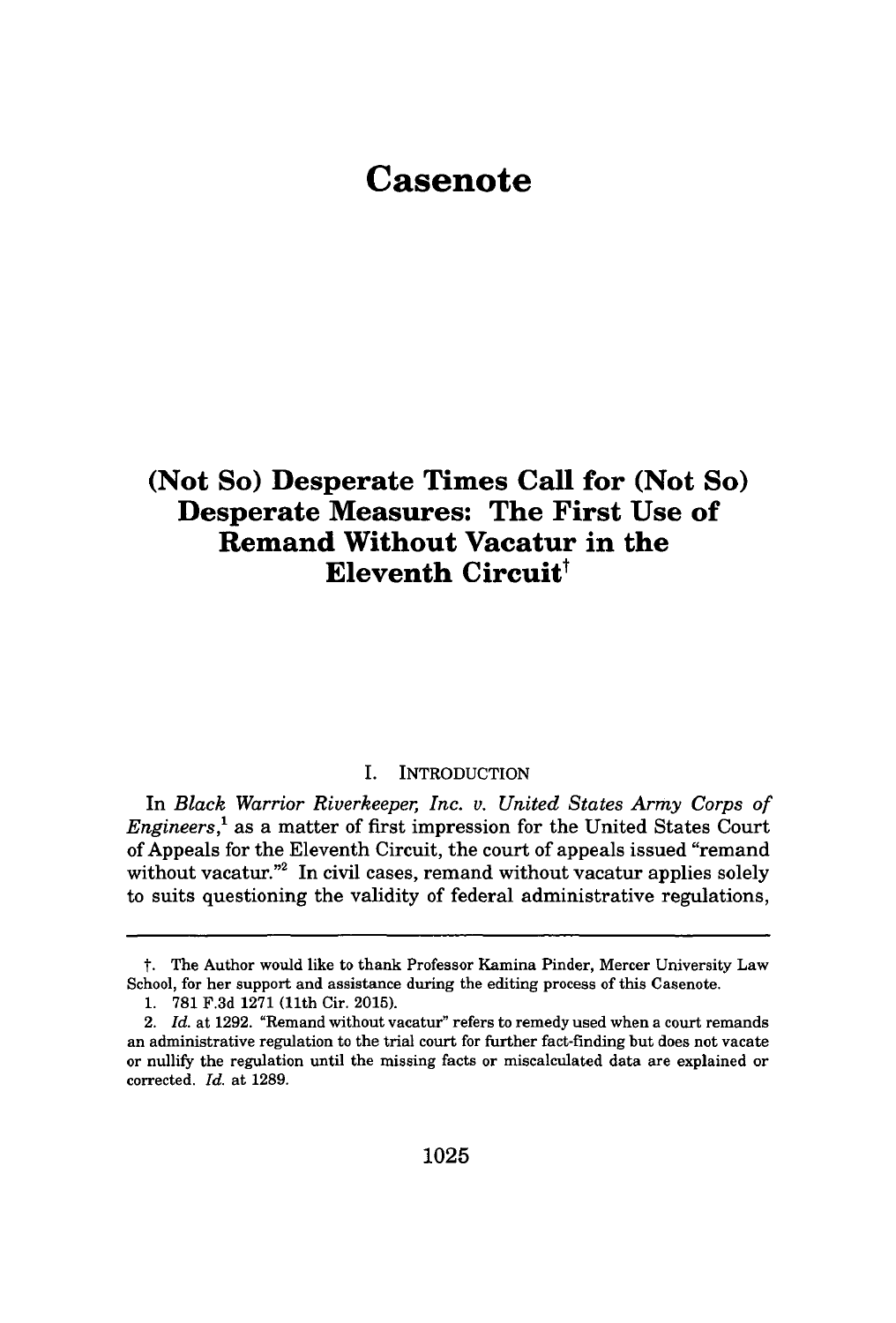# Casenote

## (Not So) Desperate Times Call for (Not So) Desperate Measures: The First Use of Remand Without Vacatur in the Eleventh Circuit†

### I. INTRODUCTION

In *Black Warrior Riverkeeper, Inc. v. United States Army Corps of Engineers*,[1] as a matter of first impression for the United States Court of Appeals for the Eleventh Circuit, the court of appeals issued "remand without vacatur."[2] In civil cases, remand without vacatur applies solely to suits questioning the validity of federal administrative regulations,

---

†. The Author would like to thank Professor Kamina Pinder, Mercer University Law School, for her support and assistance during the editing process of this Casenote.

1. 781 F.3d 1271 (11th Cir. 2015).

2. *Id.* at 1292. "Remand without vacatur" refers to remedy used when a court remands an administrative regulation to the trial court for further fact-finding but does not vacate or nullify the regulation until the missing facts or miscalculated data are explained or corrected. *Id.* at 1289.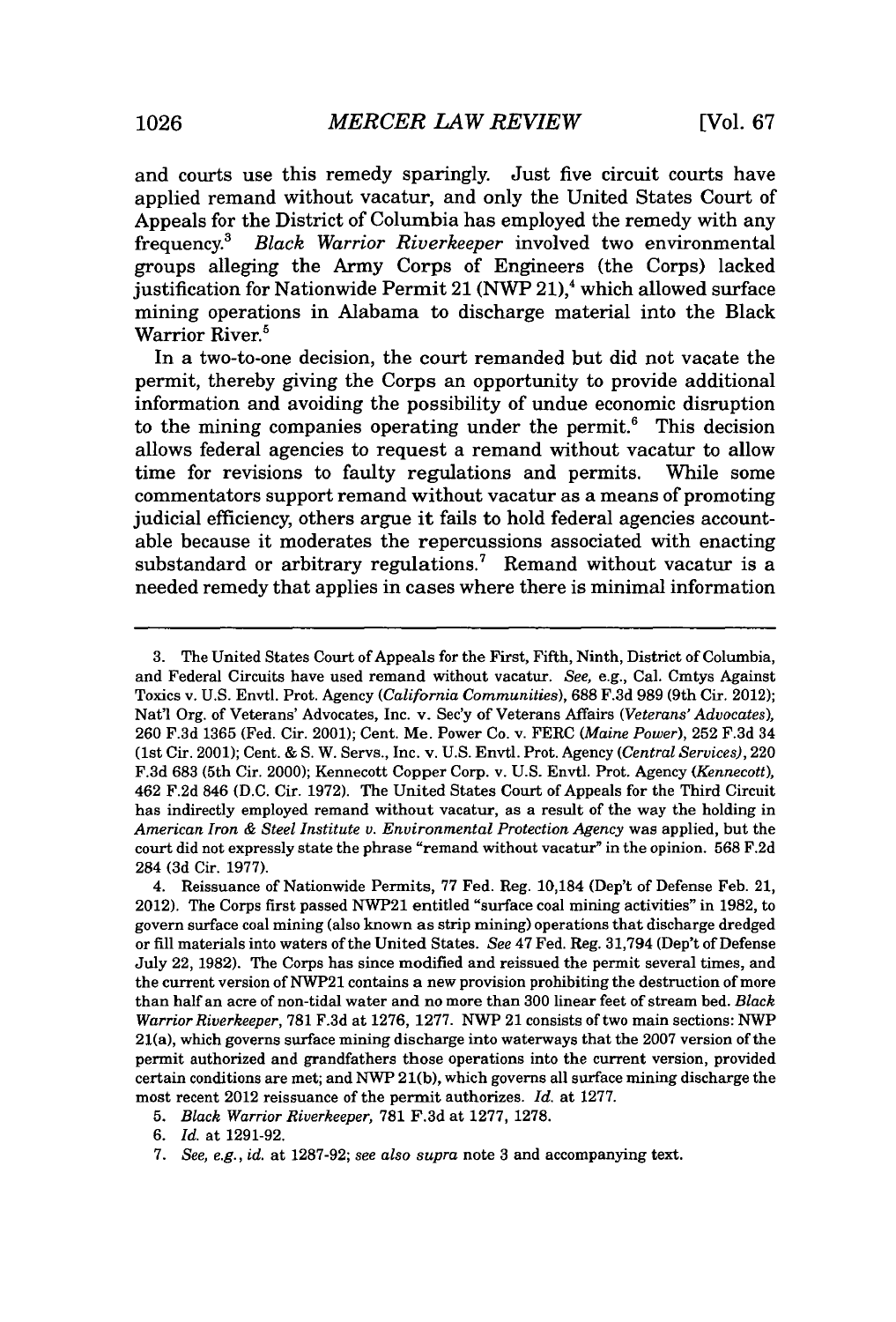and courts use this remedy sparingly. Just five circuit courts have applied remand without vacatur, and only the United States Court of Appeals for the District of Columbia has employed the remedy with any frequency.[3] *Black Warrior Riverkeeper* involved two environmental groups alleging the Army Corps of Engineers (the Corps) lacked justification for Nationwide Permit 21 (NWP 21),[4] which allowed surface mining operations in Alabama to discharge material into the Black Warrior River.[5]

In a two-to-one decision, the court remanded but did not vacate the permit, thereby giving the Corps an opportunity to provide additional information and avoiding the possibility of undue economic disruption to the mining companies operating under the permit.[6] This decision allows federal agencies to request a remand without vacatur to allow time for revisions to faulty regulations and permits. While some commentators support remand without vacatur as a means of promoting judicial efficiency, others argue it fails to hold federal agencies accountable because it moderates the repercussions associated with enacting substandard or arbitrary regulations.[7] Remand without vacatur is a needed remedy that applies in cases where there is minimal information

---

3. The United States Court of Appeals for the First, Fifth, Ninth, District of Columbia, and Federal Circuits have used remand without vacatur. *See, e.g.*, Cal. Cmtys Against Toxics v. U.S. Envtl. Prot. Agency (*California Communities*), 688 F.3d 989 (9th Cir. 2012); Nat'l Org. of Veterans' Advocates, Inc. v. Sec'y of Veterans Affairs (*Veterans' Advocates*), 260 F.3d 1365 (Fed. Cir. 2001); Cent. Me. Power Co. v. FERC (*Maine Power*), 252 F.3d 34 (1st Cir. 2001); Cent. & S. W. Servs., Inc. v. U.S. Envtl. Prot. Agency (*Central Services*), 220 F.3d 683 (5th Cir. 2000); Kennecott Copper Corp. v. U.S. Envtl. Prot. Agency (*Kennecott*), 462 F.2d 846 (D.C. Cir. 1972). The United States Court of Appeals for the Third Circuit has indirectly employed remand without vacatur, as a result of the way the holding in *American Iron & Steel Institute v. Environmental Protection Agency* was applied, but the court did not expressly state the phrase "remand without vacatur" in the opinion. 568 F.2d 284 (3d Cir. 1977).

4. Reissuance of Nationwide Permits, 77 Fed. Reg. 10,184 (Dep't of Defense Feb. 21, 2012). The Corps first passed NWP21 entitled "surface coal mining activities" in 1982, to govern surface coal mining (also known as strip mining) operations that discharge dredged or fill materials into waters of the United States. *See* 47 Fed. Reg. 31,794 (Dep't of Defense July 22, 1982). The Corps has since modified and reissued the permit several times, and the current version of NWP21 contains a new provision prohibiting the destruction of more than half an acre of non-tidal water and no more than 300 linear feet of stream bed. *Black Warrior Riverkeeper*, 781 F.3d at 1276, 1277. NWP 21 consists of two main sections: NWP 21(a), which governs surface mining discharge into waterways that the 2007 version of the permit authorized and grandfathers those operations into the current version, provided certain conditions are met; and NWP 21(b), which governs all surface mining discharge the most recent 2012 reissuance of the permit authorizes. *Id.* at 1277.

5. *Black Warrior Riverkeeper*, 781 F.3d at 1277, 1278.

6. *Id.* at 1291-92.

7. *See, e.g.*, *id.* at 1287-92; *see also supra* note 3 and accompanying text.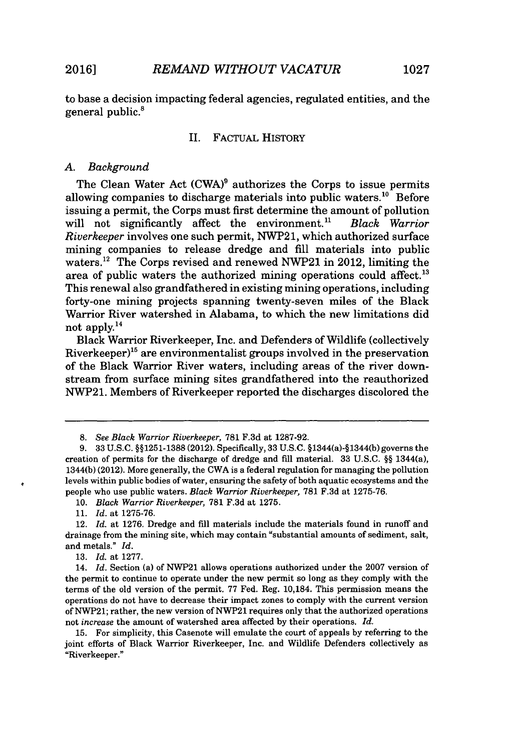to base a decision impacting federal agencies, regulated entities, and the general public.[8]

## II. FACTUAL HISTORY

### A. Background

The Clean Water Act (CWA)[9] authorizes the Corps to issue permits allowing companies to discharge materials into public waters.[10] Before issuing a permit, the Corps must first determine the amount of pollution will not significantly affect the environment.[11] *Black Warrior Riverkeeper* involves one such permit, NWP21, which authorized surface mining companies to release dredge and fill materials into public waters.[12] The Corps revised and renewed NWP21 in 2012, limiting the area of public waters the authorized mining operations could affect.[13] This renewal also grandfathered in existing mining operations, including forty-one mining projects spanning twenty-seven miles of the Black Warrior River watershed in Alabama, to which the new limitations did not apply.[14]

Black Warrior Riverkeeper, Inc. and Defenders of Wildlife (collectively Riverkeeper)[15] are environmentalist groups involved in the preservation of the Black Warrior River waters, including areas of the river downstream from surface mining sites grandfathered into the reauthorized NWP21. Members of Riverkeeper reported the discharges discolored the

---

8. *See Black Warrior Riverkeeper*, 781 F.3d at 1287-92.

9. 33 U.S.C. §§1251-1388 (2012). Specifically, 33 U.S.C. §1344(a)-§1344(b) governs the creation of permits for the discharge of dredge and fill material. 33 U.S.C. §§ 1344(a), 1344(b) (2012). More generally, the CWA is a federal regulation for managing the pollution levels within public bodies of water, ensuring the safety of both aquatic ecosystems and the people who use public waters. *Black Warrior Riverkeeper*, 781 F.3d at 1275-76.

10. *Black Warrior Riverkeeper*, 781 F.3d at 1275.

11. *Id.* at 1275-76.

12. *Id.* at 1276. Dredge and fill materials include the materials found in runoff and drainage from the mining site, which may contain "substantial amounts of sediment, salt, and metals." *Id.*

13. *Id.* at 1277.

14. *Id.* Section (a) of NWP21 allows operations authorized under the 2007 version of the permit to continue to operate under the new permit so long as they comply with the terms of the old version of the permit. 77 Fed. Reg. 10,184. This permission means the operations do not have to decrease their impact zones to comply with the current version of NWP21; rather, the new version of NWP21 requires only that the authorized operations not *increase* the amount of watershed area affected by their operations. *Id.*

15. For simplicity, this Casenote will emulate the court of appeals by referring to the joint efforts of Black Warrior Riverkeeper, Inc. and Wildlife Defenders collectively as "Riverkeeper."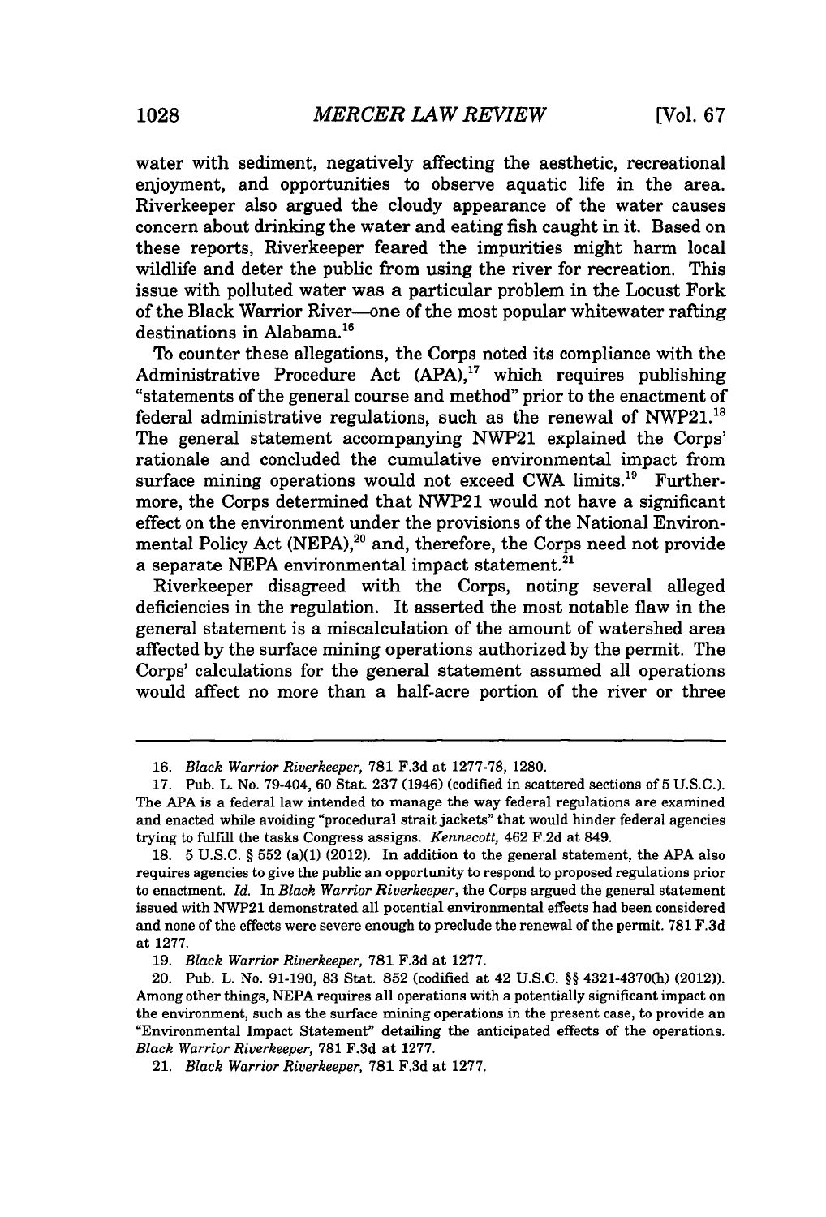water with sediment, negatively affecting the aesthetic, recreational enjoyment, and opportunities to observe aquatic life in the area. Riverkeeper also argued the cloudy appearance of the water causes concern about drinking the water and eating fish caught in it. Based on these reports, Riverkeeper feared the impurities might harm local wildlife and deter the public from using the river for recreation. This issue with polluted water was a particular problem in the Locust Fork of the Black Warrior River—one of the most popular whitewater rafting destinations in Alabama.[16]

To counter these allegations, the Corps noted its compliance with the Administrative Procedure Act (APA),[17] which requires publishing "statements of the general course and method" prior to the enactment of federal administrative regulations, such as the renewal of NWP21.[18] The general statement accompanying NWP21 explained the Corps' rationale and concluded the cumulative environmental impact from surface mining operations would not exceed CWA limits.[19] Furthermore, the Corps determined that NWP21 would not have a significant effect on the environment under the provisions of the National Environmental Policy Act (NEPA),[20] and, therefore, the Corps need not provide a separate NEPA environmental impact statement.[21]

Riverkeeper disagreed with the Corps, noting several alleged deficiencies in the regulation. It asserted the most notable flaw in the general statement is a miscalculation of the amount of watershed area affected by the surface mining operations authorized by the permit. The Corps' calculations for the general statement assumed all operations would affect no more than a half-acre portion of the river or three

---

16. *Black Warrior Riverkeeper*, 781 F.3d at 1277-78, 1280.

17. Pub. L. No. 79-404, 60 Stat. 237 (1946) (codified in scattered sections of 5 U.S.C.). The APA is a federal law intended to manage the way federal regulations are examined and enacted while avoiding "procedural strait jackets" that would hinder federal agencies trying to fulfill the tasks Congress assigns. *Kennecott*, 462 F.2d at 849.

18. 5 U.S.C. § 552 (a)(1) (2012). In addition to the general statement, the APA also requires agencies to give the public an opportunity to respond to proposed regulations prior to enactment. *Id.* In *Black Warrior Riverkeeper*, the Corps argued the general statement issued with NWP21 demonstrated all potential environmental effects had been considered and none of the effects were severe enough to preclude the renewal of the permit. 781 F.3d at 1277.

19. *Black Warrior Riverkeeper*, 781 F.3d at 1277.

20. Pub. L. No. 91-190, 83 Stat. 852 (codified at 42 U.S.C. §§ 4321-4370(h) (2012)). Among other things, NEPA requires all operations with a potentially significant impact on the environment, such as the surface mining operations in the present case, to provide an "Environmental Impact Statement" detailing the anticipated effects of the operations. *Black Warrior Riverkeeper*, 781 F.3d at 1277.

21. *Black Warrior Riverkeeper*, 781 F.3d at 1277.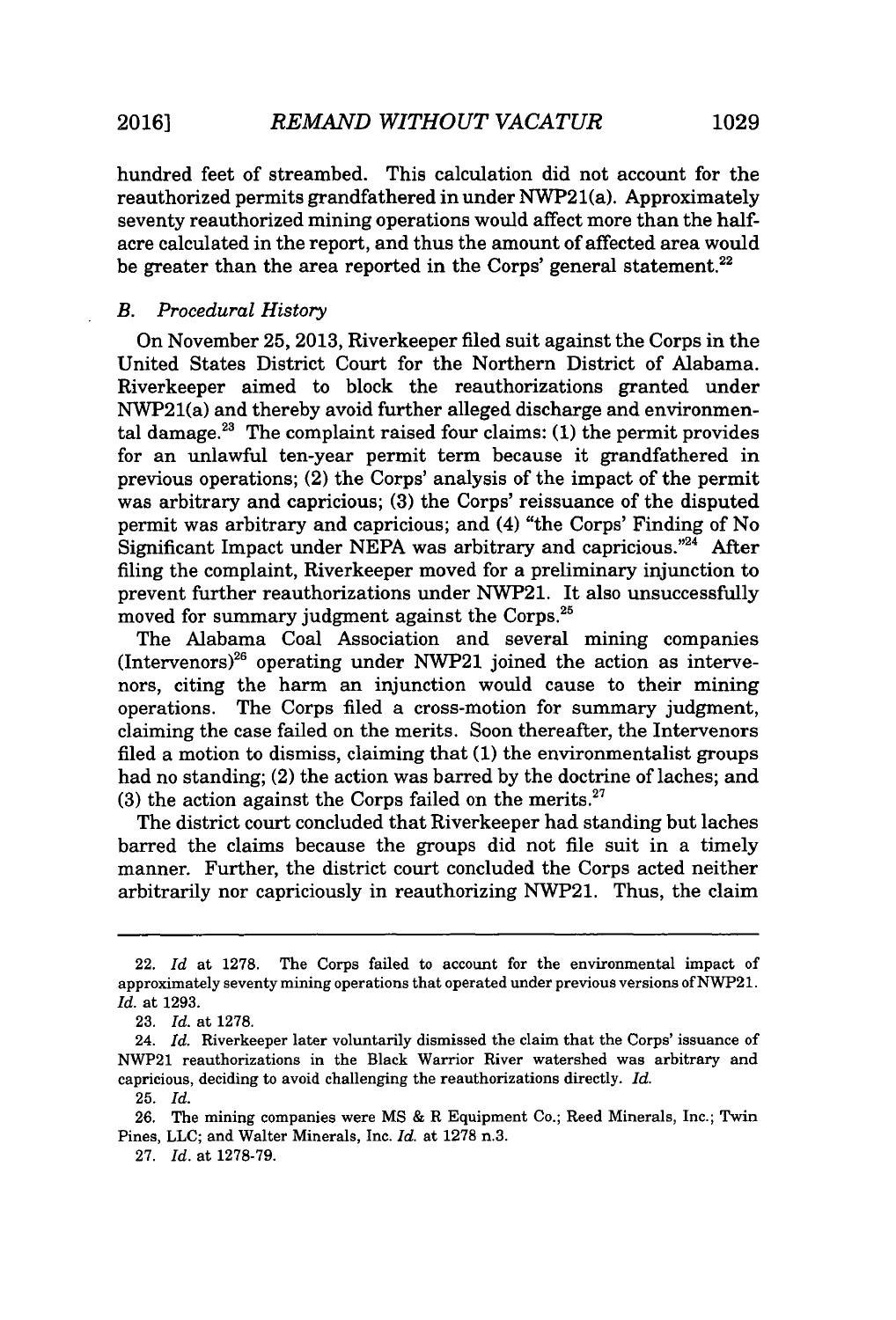hundred feet of streambed. This calculation did not account for the reauthorized permits grandfathered in under NWP21(a). Approximately seventy reauthorized mining operations would affect more than the half-acre calculated in the report, and thus the amount of affected area would be greater than the area reported in the Corps' general statement.[22]

### *B. Procedural History*

On November 25, 2013, Riverkeeper filed suit against the Corps in the United States District Court for the Northern District of Alabama. Riverkeeper aimed to block the reauthorizations granted under NWP21(a) and thereby avoid further alleged discharge and environmental damage.[23] The complaint raised four claims: (1) the permit provides for an unlawful ten-year permit term because it grandfathered in previous operations; (2) the Corps' analysis of the impact of the permit was arbitrary and capricious; (3) the Corps' reissuance of the disputed permit was arbitrary and capricious; and (4) "the Corps' Finding of No Significant Impact under NEPA was arbitrary and capricious."[24] After filing the complaint, Riverkeeper moved for a preliminary injunction to prevent further reauthorizations under NWP21. It also unsuccessfully moved for summary judgment against the Corps.[25]

The Alabama Coal Association and several mining companies (Intervenors)[26] operating under NWP21 joined the action as intervenors, citing the harm an injunction would cause to their mining operations. The Corps filed a cross-motion for summary judgment, claiming the case failed on the merits. Soon thereafter, the Intervenors filed a motion to dismiss, claiming that (1) the environmentalist groups had no standing; (2) the action was barred by the doctrine of laches; and (3) the action against the Corps failed on the merits.[27]

The district court concluded that Riverkeeper had standing but laches barred the claims because the groups did not file suit in a timely manner. Further, the district court concluded the Corps acted neither arbitrarily nor capriciously in reauthorizing NWP21. Thus, the claim

---

22. *Id* at 1278. The Corps failed to account for the environmental impact of approximately seventy mining operations that operated under previous versions of NWP21. *Id.* at 1293.

23. *Id.* at 1278.

24. *Id.* Riverkeeper later voluntarily dismissed the claim that the Corps' issuance of NWP21 reauthorizations in the Black Warrior River watershed was arbitrary and capricious, deciding to avoid challenging the reauthorizations directly. *Id.*

25. *Id.*

26. The mining companies were MS & R Equipment Co.; Reed Minerals, Inc.; Twin Pines, LLC; and Walter Minerals, Inc. *Id.* at 1278 n.3.

27. *Id.* at 1278-79.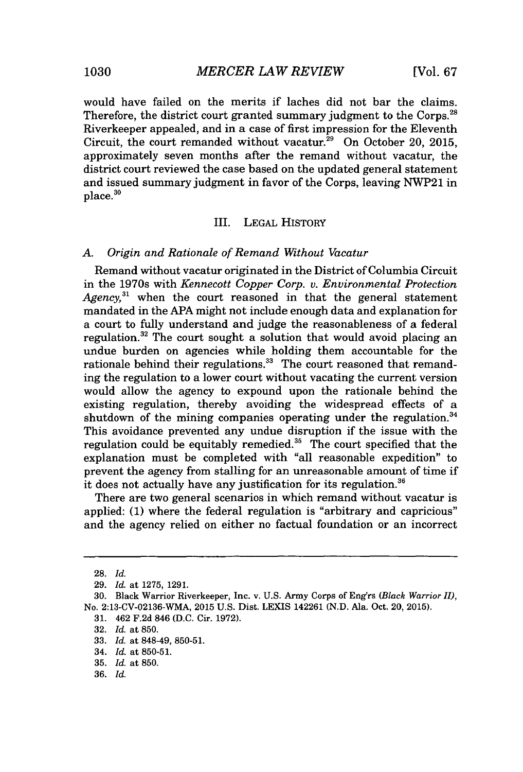would have failed on the merits if laches did not bar the claims. Therefore, the district court granted summary judgment to the Corps.[28] Riverkeeper appealed, and in a case of first impression for the Eleventh Circuit, the court remanded without vacatur.[29] On October 20, 2015, approximately seven months after the remand without vacatur, the district court reviewed the case based on the updated general statement and issued summary judgment in favor of the Corps, leaving NWP21 in place.[30]

## III. LEGAL HISTORY

### *A. Origin and Rationale of Remand Without Vacatur*

Remand without vacatur originated in the District of Columbia Circuit in the 1970s with *Kennecott Copper Corp. v. Environmental Protection Agency*,[31] when the court reasoned in that the general statement mandated in the APA might not include enough data and explanation for a court to fully understand and judge the reasonableness of a federal regulation.[32] The court sought a solution that would avoid placing an undue burden on agencies while holding them accountable for the rationale behind their regulations.[33] The court reasoned that remanding the regulation to a lower court without vacating the current version would allow the agency to expound upon the rationale behind the existing regulation, thereby avoiding the widespread effects of a shutdown of the mining companies operating under the regulation.[34] This avoidance prevented any undue disruption if the issue with the regulation could be equitably remedied.[35] The court specified that the explanation must be completed with "all reasonable expedition" to prevent the agency from stalling for an unreasonable amount of time if it does not actually have any justification for its regulation.[36]

There are two general scenarios in which remand without vacatur is applied: (1) where the federal regulation is "arbitrary and capricious" and the agency relied on either no factual foundation or an incorrect

---

28. *Id.*

29. *Id.* at 1275, 1291.

30. Black Warrior Riverkeeper, Inc. v. U.S. Army Corps of Eng'rs (*Black Warrior II*), No. 2:13-CV-02136-WMA, 2015 U.S. Dist. LEXIS 142261 (N.D. Ala. Oct. 20, 2015).

31. 462 F.2d 846 (D.C. Cir. 1972).

32. *Id.* at 850.

33. *Id.* at 848-49, 850-51.

34. *Id.* at 850-51.

35. *Id.* at 850.

36. *Id.*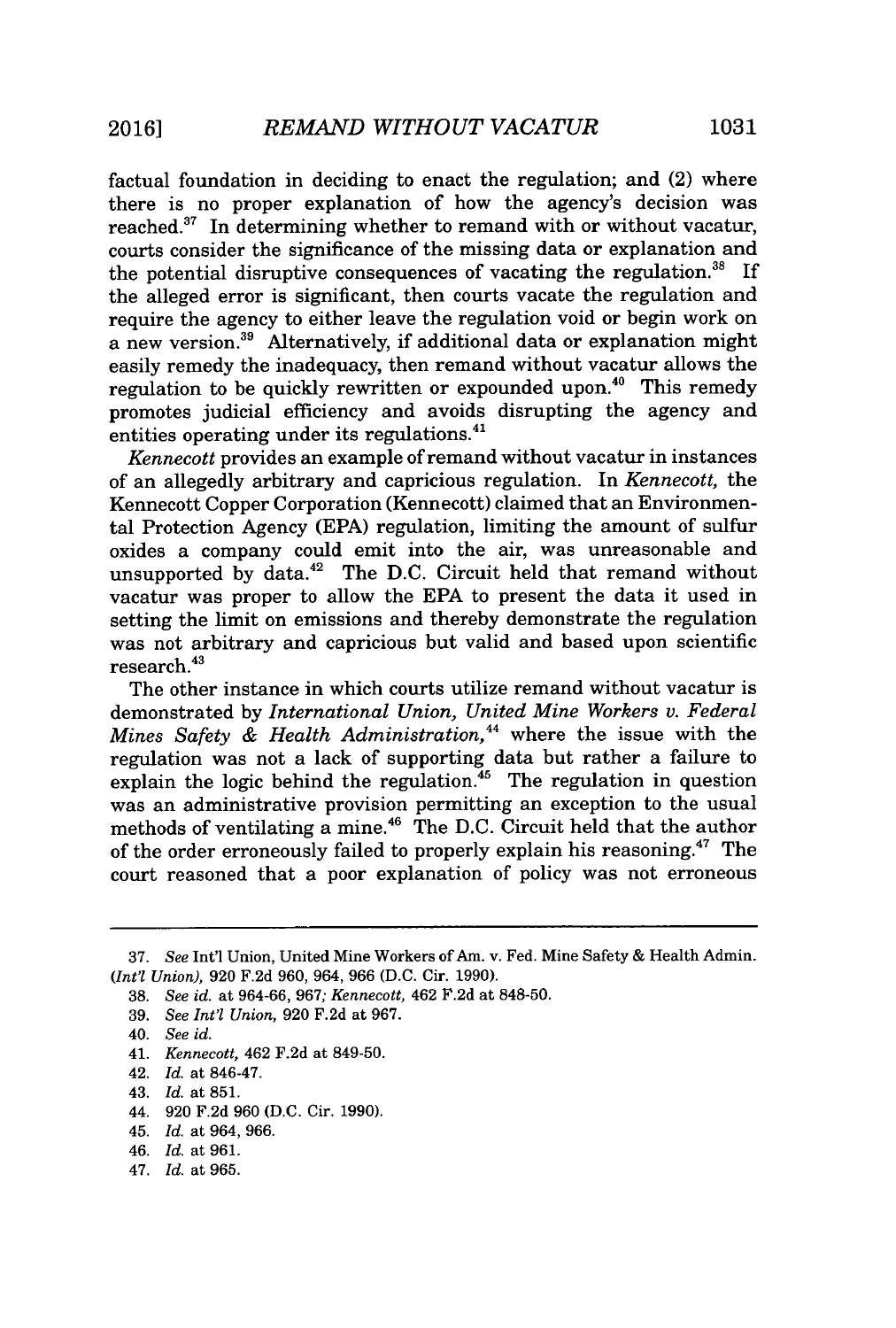factual foundation in deciding to enact the regulation; and (2) where there is no proper explanation of how the agency's decision was reached.[37] In determining whether to remand with or without vacatur, courts consider the significance of the missing data or explanation and the potential disruptive consequences of vacating the regulation.[38] If the alleged error is significant, then courts vacate the regulation and require the agency to either leave the regulation void or begin work on a new version.[39] Alternatively, if additional data or explanation might easily remedy the inadequacy, then remand without vacatur allows the regulation to be quickly rewritten or expounded upon.[40] This remedy promotes judicial efficiency and avoids disrupting the agency and entities operating under its regulations.[41]

*Kennecott* provides an example of remand without vacatur in instances of an allegedly arbitrary and capricious regulation. In *Kennecott*, the Kennecott Copper Corporation (Kennecott) claimed that an Environmental Protection Agency (EPA) regulation, limiting the amount of sulfur oxides a company could emit into the air, was unreasonable and unsupported by data.[42] The D.C. Circuit held that remand without vacatur was proper to allow the EPA to present the data it used in setting the limit on emissions and thereby demonstrate the regulation was not arbitrary and capricious but valid and based upon scientific research.[43]

The other instance in which courts utilize remand without vacatur is demonstrated by *International Union, United Mine Workers v. Federal Mines Safety & Health Administration*,[44] where the issue with the regulation was not a lack of supporting data but rather a failure to explain the logic behind the regulation.[45] The regulation in question was an administrative provision permitting an exception to the usual methods of ventilating a mine.[46] The D.C. Circuit held that the author of the order erroneously failed to properly explain his reasoning.[47] The court reasoned that a poor explanation of policy was not erroneous

---

37. *See* Int'l Union, United Mine Workers of Am. v. Fed. Mine Safety & Health Admin. (*Int'l Union*), 920 F.2d 960, 964, 966 (D.C. Cir. 1990).

38. *See id.* at 964-66, 967; *Kennecott*, 462 F.2d at 848-50.

39. *See Int'l Union*, 920 F.2d at 967.

40. *See id.*

41. *Kennecott*, 462 F.2d at 849-50.

42. *Id.* at 846-47.

43. *Id.* at 851.

44. 920 F.2d 960 (D.C. Cir. 1990).

45. *Id.* at 964, 966.

46. *Id.* at 961.

47. *Id.* at 965.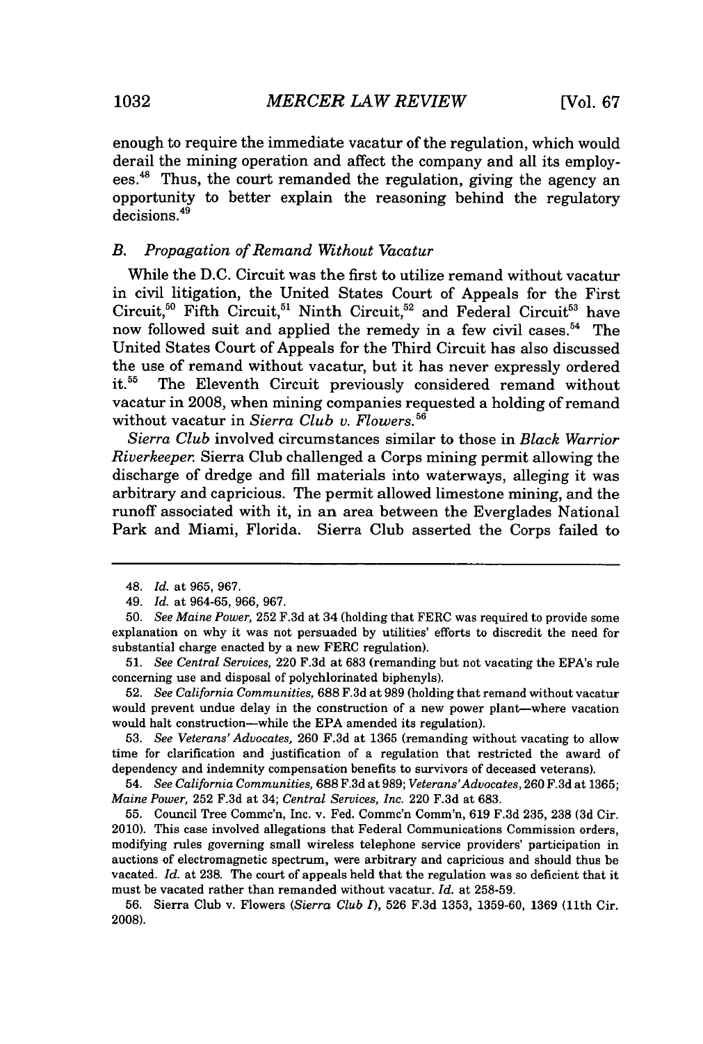enough to require the immediate vacatur of the regulation, which would derail the mining operation and affect the company and all its employees.[48] Thus, the court remanded the regulation, giving the agency an opportunity to better explain the reasoning behind the regulatory decisions.[49]

### *B. Propagation of Remand Without Vacatur*

While the D.C. Circuit was the first to utilize remand without vacatur in civil litigation, the United States Court of Appeals for the First Circuit,[50] Fifth Circuit,[51] Ninth Circuit,[52] and Federal Circuit[53] have now followed suit and applied the remedy in a few civil cases.[54] The United States Court of Appeals for the Third Circuit has also discussed the use of remand without vacatur, but it has never expressly ordered it.[55] The Eleventh Circuit previously considered remand without vacatur in 2008, when mining companies requested a holding of remand without vacatur in *Sierra Club v. Flowers*.[56]

*Sierra Club* involved circumstances similar to those in *Black Warrior Riverkeeper*. Sierra Club challenged a Corps mining permit allowing the discharge of dredge and fill materials into waterways, alleging it was arbitrary and capricious. The permit allowed limestone mining, and the runoff associated with it, in an area between the Everglades National Park and Miami, Florida. Sierra Club asserted the Corps failed to

---

48. *Id.* at 965, 967.

49. *Id.* at 964-65, 966, 967.

50. *See Maine Power*, 252 F.3d at 34 (holding that FERC was required to provide some explanation on why it was not persuaded by utilities' efforts to discredit the need for substantial charge enacted by a new FERC regulation).

51. *See Central Services*, 220 F.3d at 683 (remanding but not vacating the EPA's rule concerning use and disposal of polychlorinated biphenyls).

52. *See California Communities*, 688 F.3d at 989 (holding that remand without vacatur would prevent undue delay in the construction of a new power plant—where vacation would halt construction—while the EPA amended its regulation).

53. *See Veterans' Advocates*, 260 F.3d at 1365 (remanding without vacating to allow time for clarification and justification of a regulation that restricted the award of dependency and indemnity compensation benefits to survivors of deceased veterans).

54. *See California Communities*, 688 F.3d at 989; *Veterans' Advocates*, 260 F.3d at 1365; *Maine Power*, 252 F.3d at 34; *Central Services, Inc.* 220 F.3d at 683.

55. Council Tree Commc'n, Inc. v. Fed. Commc'n Comm'n, 619 F.3d 235, 238 (3d Cir. 2010). This case involved allegations that Federal Communications Commission orders, modifying rules governing small wireless telephone service providers' participation in auctions of electromagnetic spectrum, were arbitrary and capricious and should thus be vacated. *Id.* at 238. The court of appeals held that the regulation was so deficient that it must be vacated rather than remanded without vacatur. *Id.* at 258-59.

56. Sierra Club v. Flowers (*Sierra Club I*), 526 F.3d 1353, 1359-60, 1369 (11th Cir. 2008).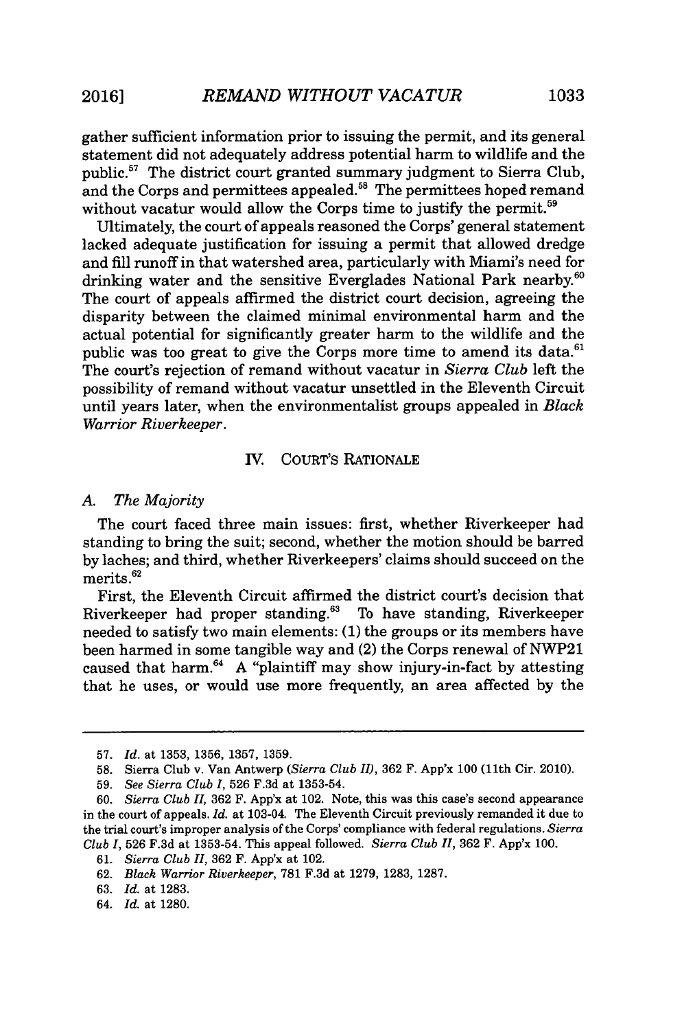gather sufficient information prior to issuing the permit, and its general statement did not adequately address potential harm to wildlife and the public.[57] The district court granted summary judgment to Sierra Club, and the Corps and permittees appealed.[58] The permittees hoped remand without vacatur would allow the Corps time to justify the permit.[59]

Ultimately, the court of appeals reasoned the Corps' general statement lacked adequate justification for issuing a permit that allowed dredge and fill runoff in that watershed area, particularly with Miami's need for drinking water and the sensitive Everglades National Park nearby.[60] The court of appeals affirmed the district court decision, agreeing the disparity between the claimed minimal environmental harm and the actual potential for significantly greater harm to the wildlife and the public was too great to give the Corps more time to amend its data.[61] The court's rejection of remand without vacatur in *Sierra Club* left the possibility of remand without vacatur unsettled in the Eleventh Circuit until years later, when the environmentalist groups appealed in *Black Warrior Riverkeeper*.

## IV. COURT'S RATIONALE

### A. *The Majority*

The court faced three main issues: first, whether Riverkeeper had standing to bring the suit; second, whether the motion should be barred by laches; and third, whether Riverkeepers' claims should succeed on the merits.[62]

First, the Eleventh Circuit affirmed the district court's decision that Riverkeeper had proper standing.[63] To have standing, Riverkeeper needed to satisfy two main elements: (1) the groups or its members have been harmed in some tangible way and (2) the Corps renewal of NWP21 caused that harm.[64] A "plaintiff may show injury-in-fact by attesting that he uses, or would use more frequently, an area affected by the

---

57. *Id.* at 1353, 1356, 1357, 1359.

58. Sierra Club v. Van Antwerp (*Sierra Club II*), 362 F. App'x 100 (11th Cir. 2010).

59. *See Sierra Club I*, 526 F.3d at 1353-54.

60. *Sierra Club II*, 362 F. App'x at 102. Note, this was this case's second appearance in the court of appeals. *Id.* at 103-04. The Eleventh Circuit previously remanded it due to the trial court's improper analysis of the Corps' compliance with federal regulations. *Sierra Club I*, 526 F.3d at 1353-54. This appeal followed. *Sierra Club II*, 362 F. App'x 100.

61. *Sierra Club II*, 362 F. App'x at 102.

62. *Black Warrior Riverkeeper*, 781 F.3d at 1279, 1283, 1287.

63. *Id.* at 1283.

64. *Id.* at 1280.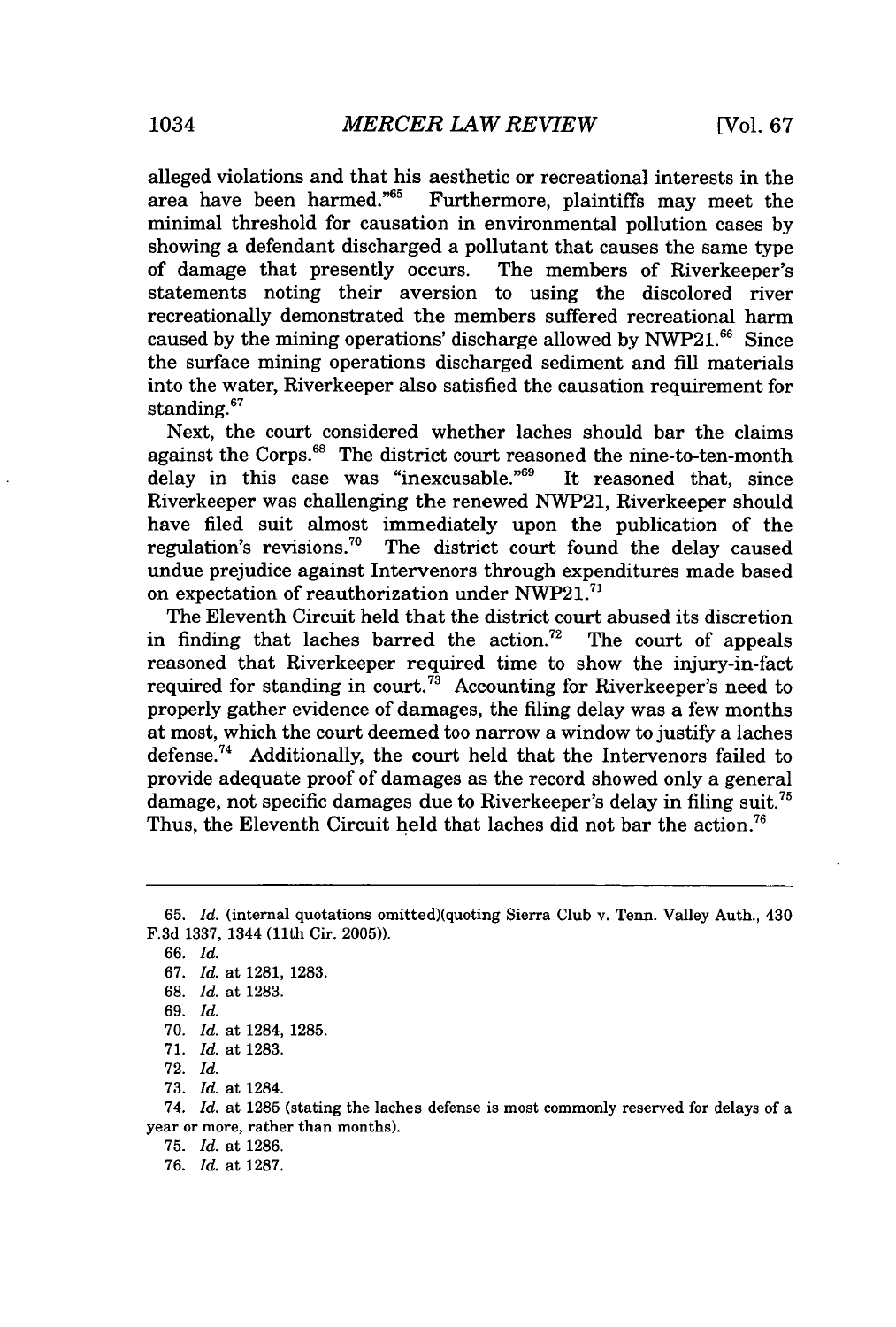alleged violations and that his aesthetic or recreational interests in the area have been harmed."[65] Furthermore, plaintiffs may meet the minimal threshold for causation in environmental pollution cases by showing a defendant discharged a pollutant that causes the same type of damage that presently occurs. The members of Riverkeeper's statements noting their aversion to using the discolored river recreationally demonstrated the members suffered recreational harm caused by the mining operations' discharge allowed by NWP21.[66] Since the surface mining operations discharged sediment and fill materials into the water, Riverkeeper also satisfied the causation requirement for standing.[67]

Next, the court considered whether laches should bar the claims against the Corps.[68] The district court reasoned the nine-to-ten-month delay in this case was "inexcusable."[69] It reasoned that, since Riverkeeper was challenging the renewed NWP21, Riverkeeper should have filed suit almost immediately upon the publication of the regulation's revisions.[70] The district court found the delay caused undue prejudice against Intervenors through expenditures made based on expectation of reauthorization under NWP21.[71]

The Eleventh Circuit held that the district court abused its discretion in finding that laches barred the action.[72] The court of appeals reasoned that Riverkeeper required time to show the injury-in-fact required for standing in court.[73] Accounting for Riverkeeper's need to properly gather evidence of damages, the filing delay was a few months at most, which the court deemed too narrow a window to justify a laches defense.[74] Additionally, the court held that the Intervenors failed to provide adequate proof of damages as the record showed only a general damage, not specific damages due to Riverkeeper's delay in filing suit.[75] Thus, the Eleventh Circuit held that laches did not bar the action.[76]

---

65. *Id.* (internal quotations omitted)(quoting Sierra Club v. Tenn. Valley Auth., 430 F.3d 1337, 1344 (11th Cir. 2005)).

66. *Id.*

67. *Id.* at 1281, 1283.

68. *Id.* at 1283.

69. *Id.*

70. *Id.* at 1284, 1285.

71. *Id.* at 1283.

72. *Id.*

73. *Id.* at 1284.

74. *Id.* at 1285 (stating the laches defense is most commonly reserved for delays of a year or more, rather than months).

75. *Id.* at 1286.

76. *Id.* at 1287.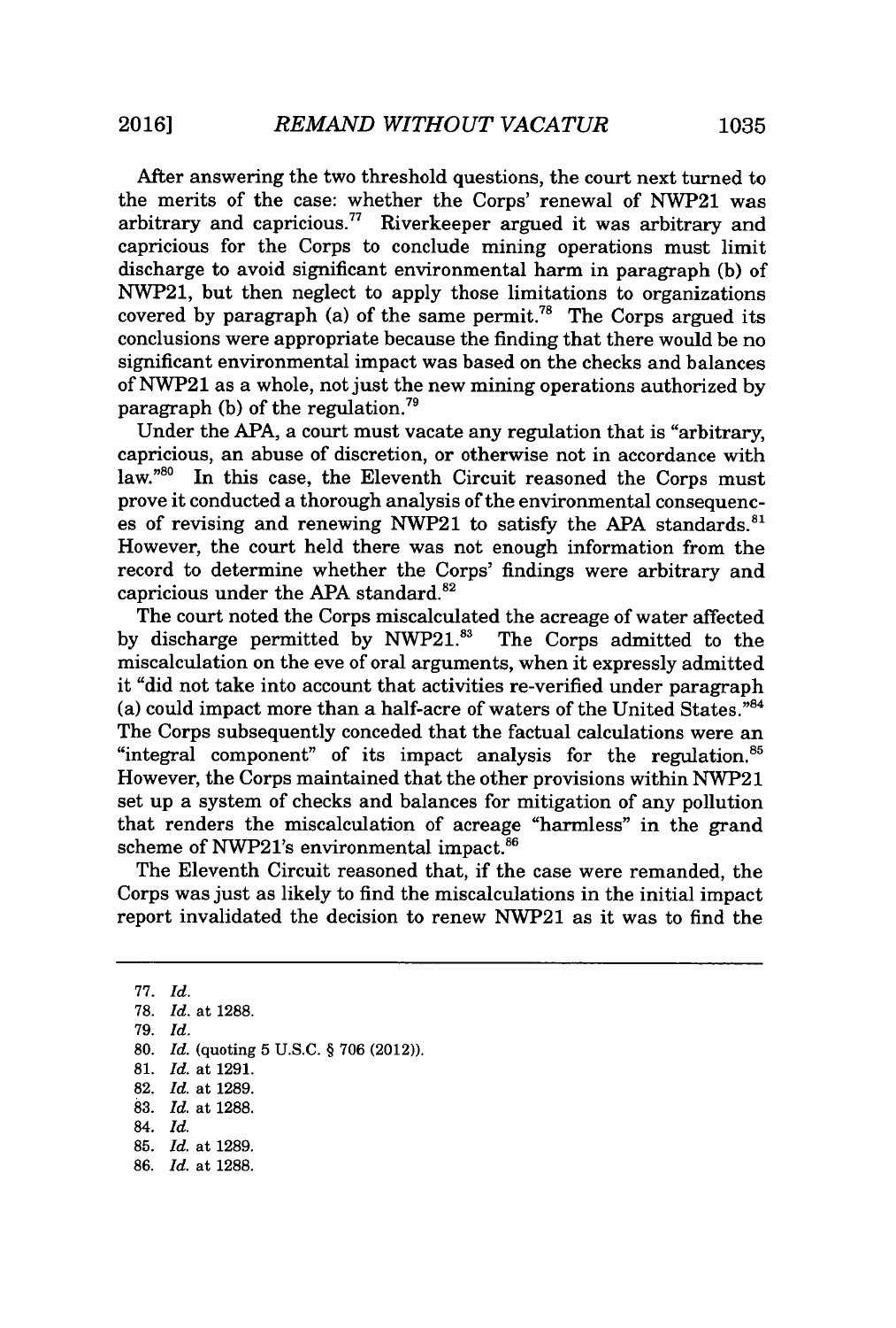After answering the two threshold questions, the court next turned to the merits of the case: whether the Corps' renewal of NWP21 was arbitrary and capricious.[77] Riverkeeper argued it was arbitrary and capricious for the Corps to conclude mining operations must limit discharge to avoid significant environmental harm in paragraph (b) of NWP21, but then neglect to apply those limitations to organizations covered by paragraph (a) of the same permit.[78] The Corps argued its conclusions were appropriate because the finding that there would be no significant environmental impact was based on the checks and balances of NWP21 as a whole, not just the new mining operations authorized by paragraph (b) of the regulation.[79]

Under the APA, a court must vacate any regulation that is "arbitrary, capricious, an abuse of discretion, or otherwise not in accordance with law."[80] In this case, the Eleventh Circuit reasoned the Corps must prove it conducted a thorough analysis of the environmental consequences of revising and renewing NWP21 to satisfy the APA standards.[81] However, the court held there was not enough information from the record to determine whether the Corps' findings were arbitrary and capricious under the APA standard.[82]

The court noted the Corps miscalculated the acreage of water affected by discharge permitted by NWP21.[83] The Corps admitted to the miscalculation on the eve of oral arguments, when it expressly admitted it "did not take into account that activities re-verified under paragraph (a) could impact more than a half-acre of waters of the United States."[84] The Corps subsequently conceded that the factual calculations were an "integral component" of its impact analysis for the regulation.[85] However, the Corps maintained that the other provisions within NWP21 set up a system of checks and balances for mitigation of any pollution that renders the miscalculation of acreage "harmless" in the grand scheme of NWP21's environmental impact.[86]

The Eleventh Circuit reasoned that, if the case were remanded, the Corps was just as likely to find the miscalculations in the initial impact report invalidated the decision to renew NWP21 as it was to find the

---

77. *Id.*
78. *Id.* at 1288.
79. *Id.*
80. *Id.* (quoting 5 U.S.C. § 706 (2012)).
81. *Id.* at 1291.
82. *Id.* at 1289.
83. *Id.* at 1288.
84. *Id.*
85. *Id.* at 1289.
86. *Id.* at 1288.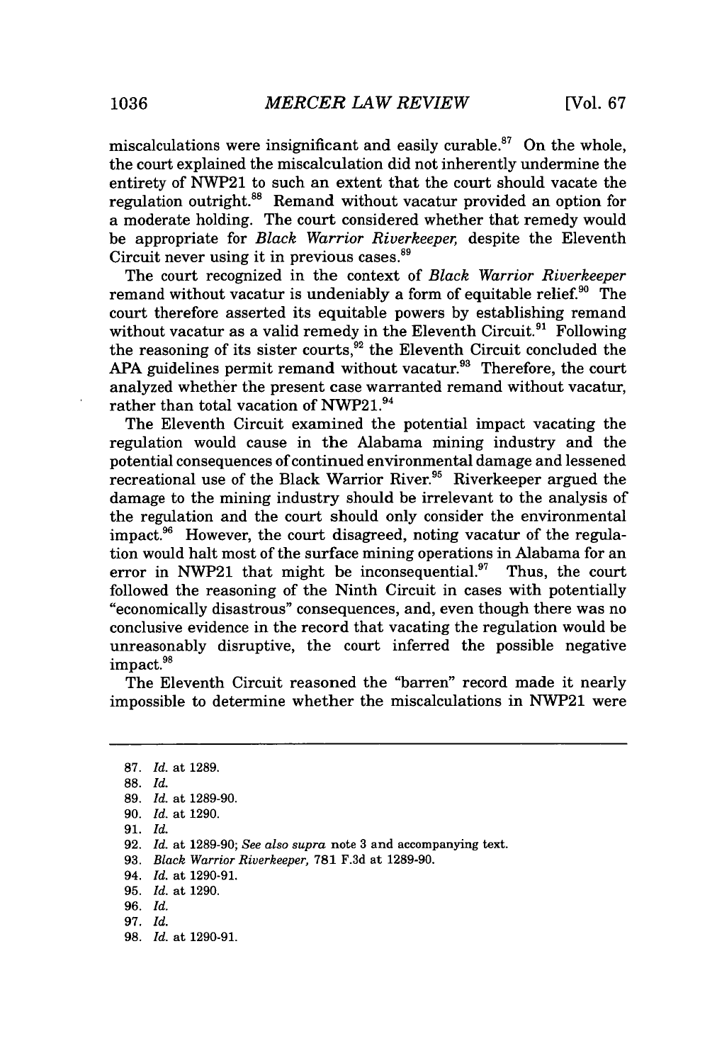miscalculations were insignificant and easily curable.[87] On the whole, the court explained the miscalculation did not inherently undermine the entirety of NWP21 to such an extent that the court should vacate the regulation outright.[88] Remand without vacatur provided an option for a moderate holding. The court considered whether that remedy would be appropriate for *Black Warrior Riverkeeper,* despite the Eleventh Circuit never using it in previous cases.[89]

The court recognized in the context of *Black Warrior Riverkeeper* remand without vacatur is undeniably a form of equitable relief.[90] The court therefore asserted its equitable powers by establishing remand without vacatur as a valid remedy in the Eleventh Circuit.[91] Following the reasoning of its sister courts,[92] the Eleventh Circuit concluded the APA guidelines permit remand without vacatur.[93] Therefore, the court analyzed whether the present case warranted remand without vacatur, rather than total vacation of NWP21.[94]

The Eleventh Circuit examined the potential impact vacating the regulation would cause in the Alabama mining industry and the potential consequences of continued environmental damage and lessened recreational use of the Black Warrior River.[95] Riverkeeper argued the damage to the mining industry should be irrelevant to the analysis of the regulation and the court should only consider the environmental impact.[96] However, the court disagreed, noting vacatur of the regulation would halt most of the surface mining operations in Alabama for an error in NWP21 that might be inconsequential.[97] Thus, the court followed the reasoning of the Ninth Circuit in cases with potentially "economically disastrous" consequences, and, even though there was no conclusive evidence in the record that vacating the regulation would be unreasonably disruptive, the court inferred the possible negative impact.[98]

The Eleventh Circuit reasoned the "barren" record made it nearly impossible to determine whether the miscalculations in NWP21 were

---

87. *Id.* at 1289.
88. *Id.*
89. *Id.* at 1289-90.
90. *Id.* at 1290.
91. *Id.*
92. *Id.* at 1289-90; *See also supra* note 3 and accompanying text.
93. *Black Warrior Riverkeeper,* 781 F.3d at 1289-90.
94. *Id.* at 1290-91.
95. *Id.* at 1290.
96. *Id.*
97. *Id.*
98. *Id.* at 1290-91.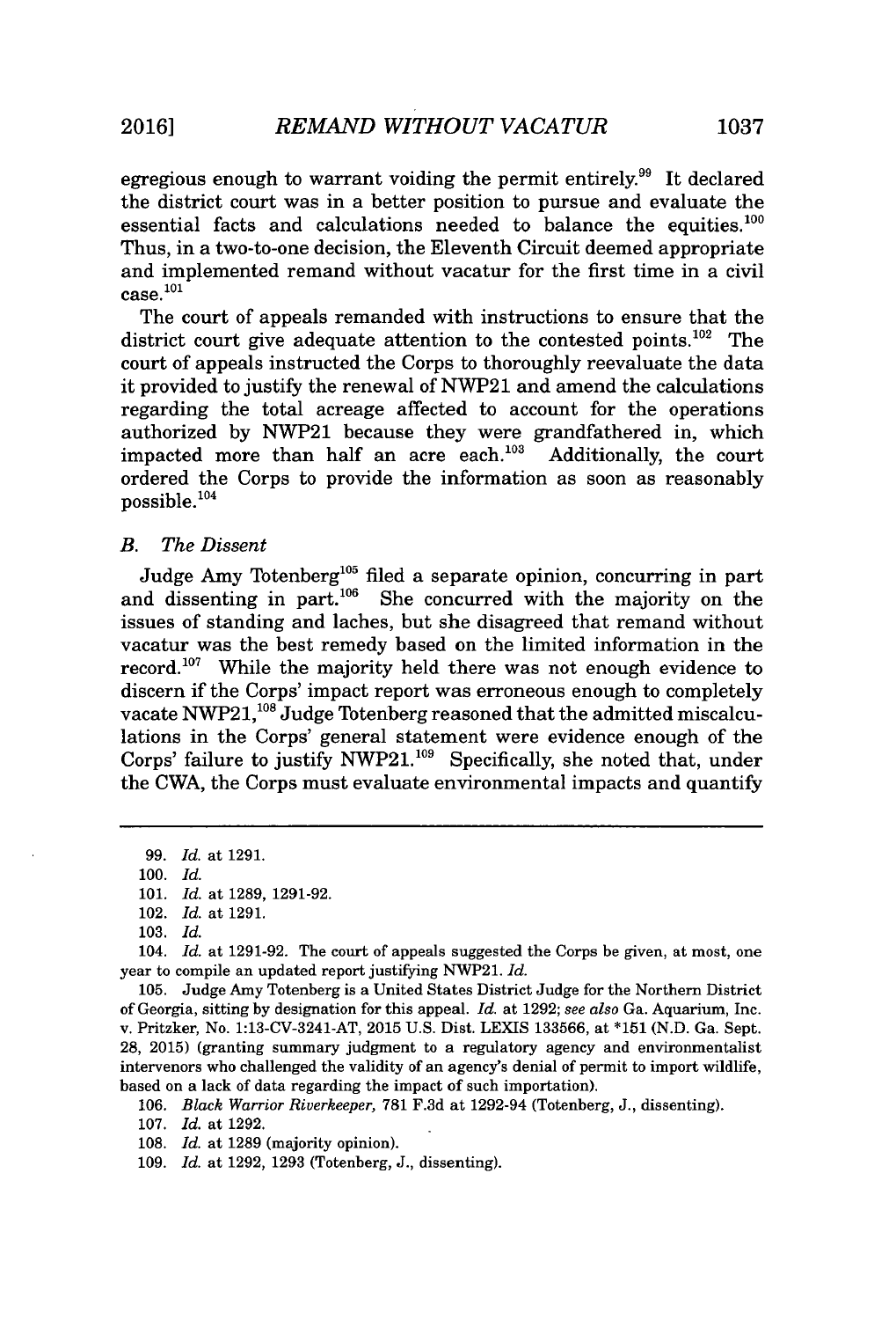egregious enough to warrant voiding the permit entirely.[99] It declared the district court was in a better position to pursue and evaluate the essential facts and calculations needed to balance the equities.[100] Thus, in a two-to-one decision, the Eleventh Circuit deemed appropriate and implemented remand without vacatur for the first time in a civil case.[101]

The court of appeals remanded with instructions to ensure that the district court give adequate attention to the contested points.[102] The court of appeals instructed the Corps to thoroughly reevaluate the data it provided to justify the renewal of NWP21 and amend the calculations regarding the total acreage affected to account for the operations authorized by NWP21 because they were grandfathered in, which impacted more than half an acre each.[103] Additionally, the court ordered the Corps to provide the information as soon as reasonably possible.[104]

### *B. The Dissent*

Judge Amy Totenberg[105] filed a separate opinion, concurring in part and dissenting in part.[106] She concurred with the majority on the issues of standing and laches, but she disagreed that remand without vacatur was the best remedy based on the limited information in the record.[107] While the majority held there was not enough evidence to discern if the Corps' impact report was erroneous enough to completely vacate NWP21,[108] Judge Totenberg reasoned that the admitted miscalculations in the Corps' general statement were evidence enough of the Corps' failure to justify NWP21.[109] Specifically, she noted that, under the CWA, the Corps must evaluate environmental impacts and quantify

---

99. *Id.* at 1291.

100. *Id.*

101. *Id.* at 1289, 1291-92.

102. *Id.* at 1291.

103. *Id.*

104. *Id.* at 1291-92. The court of appeals suggested the Corps be given, at most, one year to compile an updated report justifying NWP21. *Id.*

105. Judge Amy Totenberg is a United States District Judge for the Northern District of Georgia, sitting by designation for this appeal. *Id.* at 1292; *see also* Ga. Aquarium, Inc. v. Pritzker, No. 1:13-CV-3241-AT, 2015 U.S. Dist. LEXIS 133566, at *151 (N.D. Ga. Sept. 28, 2015) (granting summary judgment to a regulatory agency and environmentalist intervenors who challenged the validity of an agency's denial of permit to import wildlife, based on a lack of data regarding the impact of such importation).

106. *Black Warrior Riverkeeper*, 781 F.3d at 1292-94 (Totenberg, J., dissenting).

107. *Id.* at 1292.

108. *Id.* at 1289 (majority opinion).

109. *Id.* at 1292, 1293 (Totenberg, J., dissenting).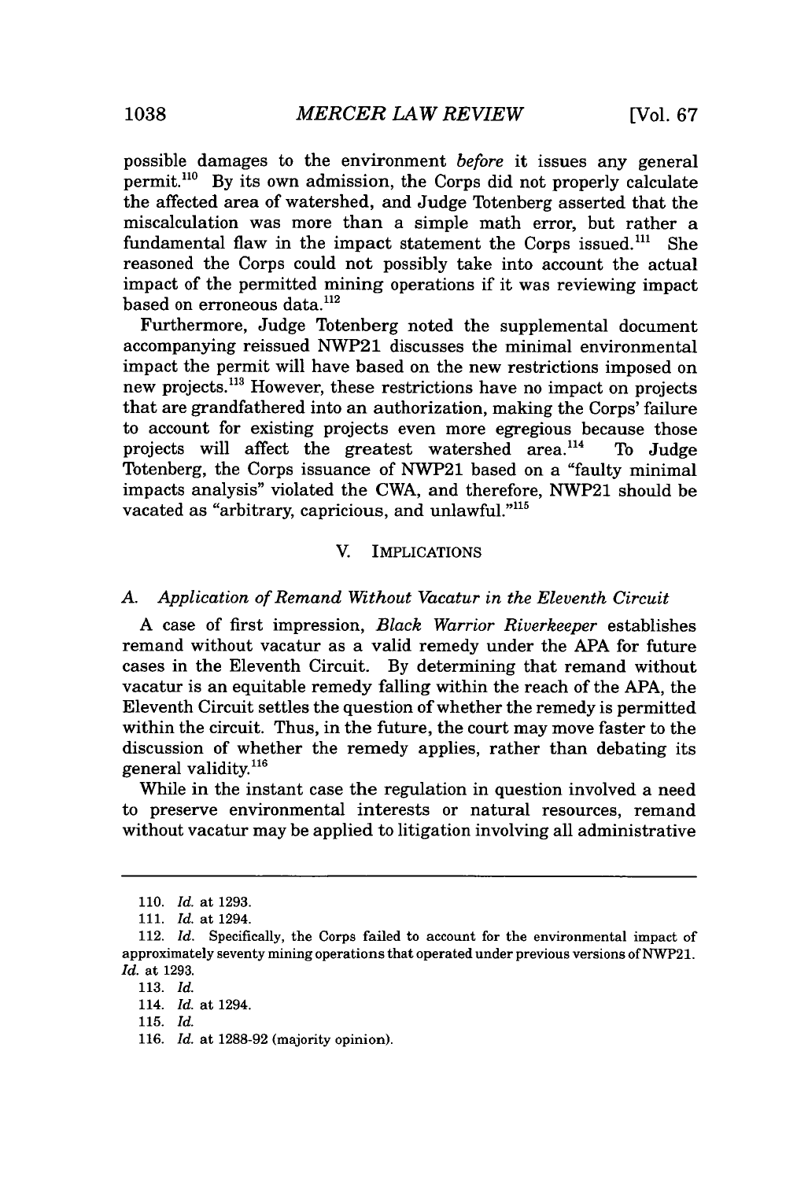possible damages to the environment *before* it issues any general permit.[110] By its own admission, the Corps did not properly calculate the affected area of watershed, and Judge Totenberg asserted that the miscalculation was more than a simple math error, but rather a fundamental flaw in the impact statement the Corps issued.[111] She reasoned the Corps could not possibly take into account the actual impact of the permitted mining operations if it was reviewing impact based on erroneous data.[112]

Furthermore, Judge Totenberg noted the supplemental document accompanying reissued NWP21 discusses the minimal environmental impact the permit will have based on the new restrictions imposed on new projects.[113] However, these restrictions have no impact on projects that are grandfathered into an authorization, making the Corps' failure to account for existing projects even more egregious because those projects will affect the greatest watershed area.[114] To Judge Totenberg, the Corps issuance of NWP21 based on a "faulty minimal impacts analysis" violated the CWA, and therefore, NWP21 should be vacated as "arbitrary, capricious, and unlawful."[115]

## V. IMPLICATIONS

### A. *Application of Remand Without Vacatur in the Eleventh Circuit*

A case of first impression, *Black Warrior Riverkeeper* establishes remand without vacatur as a valid remedy under the APA for future cases in the Eleventh Circuit. By determining that remand without vacatur is an equitable remedy falling within the reach of the APA, the Eleventh Circuit settles the question of whether the remedy is permitted within the circuit. Thus, in the future, the court may move faster to the discussion of whether the remedy applies, rather than debating its general validity.[116]

While in the instant case the regulation in question involved a need to preserve environmental interests or natural resources, remand without vacatur may be applied to litigation involving all administrative

---

110. *Id.* at 1293.

111. *Id.* at 1294.

112. *Id.* Specifically, the Corps failed to account for the environmental impact of approximately seventy mining operations that operated under previous versions of NWP21. *Id.* at 1293.

113. *Id.*

114. *Id.* at 1294.

115. *Id.*

116. *Id.* at 1288-92 (majority opinion).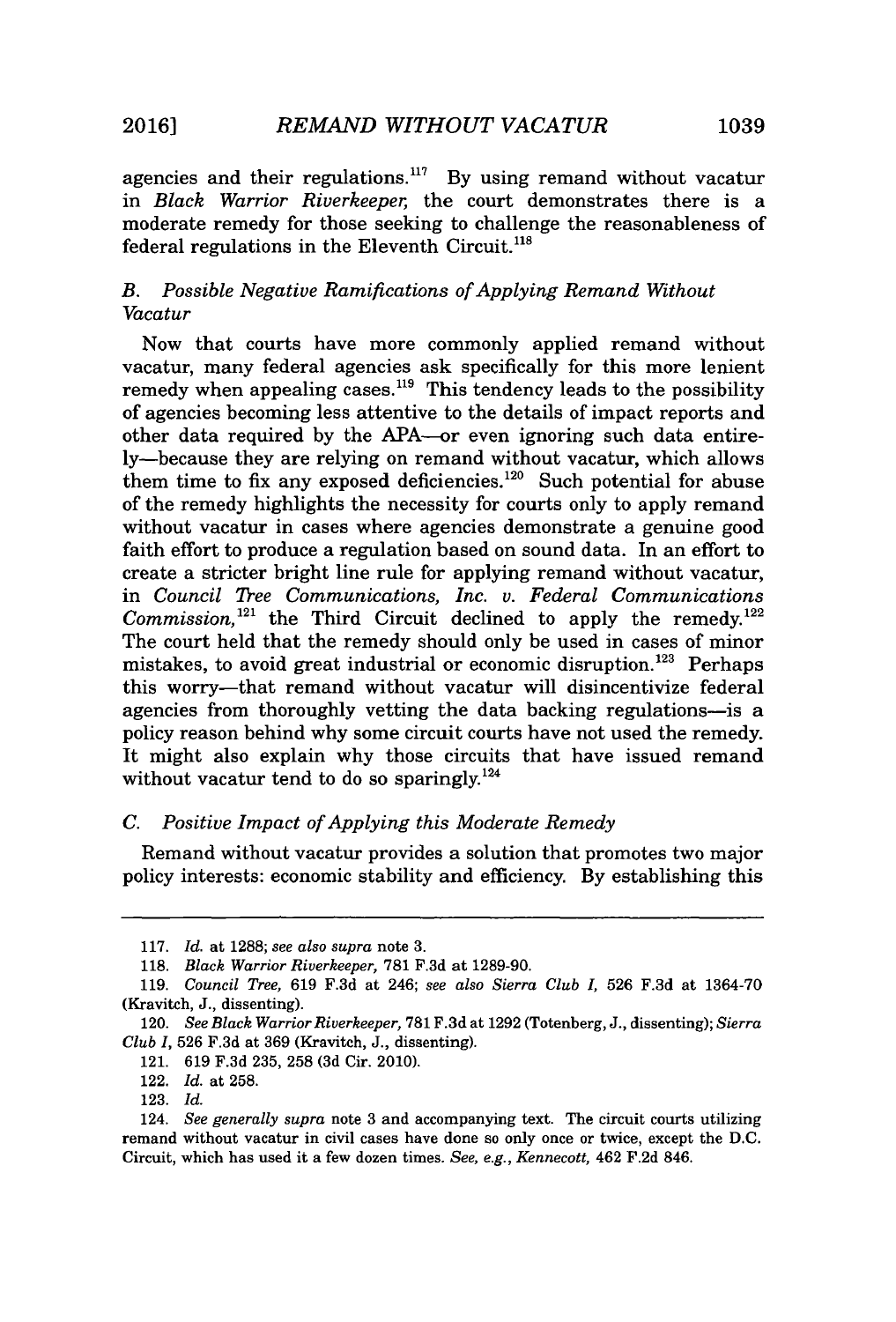agencies and their regulations.[117] By using remand without vacatur in *Black Warrior Riverkeeper*, the court demonstrates there is a moderate remedy for those seeking to challenge the reasonableness of federal regulations in the Eleventh Circuit.[118]

### *B. Possible Negative Ramifications of Applying Remand Without Vacatur*

Now that courts have more commonly applied remand without vacatur, many federal agencies ask specifically for this more lenient remedy when appealing cases.[119] This tendency leads to the possibility of agencies becoming less attentive to the details of impact reports and other data required by the APA—or even ignoring such data entirely—because they are relying on remand without vacatur, which allows them time to fix any exposed deficiencies.[120] Such potential for abuse of the remedy highlights the necessity for courts only to apply remand without vacatur in cases where agencies demonstrate a genuine good faith effort to produce a regulation based on sound data. In an effort to create a stricter bright line rule for applying remand without vacatur, in *Council Tree Communications, Inc. v. Federal Communications Commission*,[121] the Third Circuit declined to apply the remedy.[122] The court held that the remedy should only be used in cases of minor mistakes, to avoid great industrial or economic disruption.[123] Perhaps this worry—that remand without vacatur will disincentivize federal agencies from thoroughly vetting the data backing regulations—is a policy reason behind why some circuit courts have not used the remedy. It might also explain why those circuits that have issued remand without vacatur tend to do so sparingly.[124]

### *C. Positive Impact of Applying this Moderate Remedy*

Remand without vacatur provides a solution that promotes two major policy interests: economic stability and efficiency. By establishing this

---

117. *Id.* at 1288; *see also supra* note 3.

118. *Black Warrior Riverkeeper*, 781 F.3d at 1289-90.

119. *Council Tree*, 619 F.3d at 246; *see also Sierra Club I*, 526 F.3d at 1364-70 (Kravitch, J., dissenting).

120. *See Black Warrior Riverkeeper*, 781 F.3d at 1292 (Totenberg, J., dissenting); *Sierra Club I*, 526 F.3d at 369 (Kravitch, J., dissenting).

121. 619 F.3d 235, 258 (3d Cir. 2010).

122. *Id.* at 258.

123. *Id.*

124. *See generally supra* note 3 and accompanying text. The circuit courts utilizing remand without vacatur in civil cases have done so only once or twice, except the D.C. Circuit, which has used it a few dozen times. *See, e.g.*, *Kennecott*, 462 F.2d 846.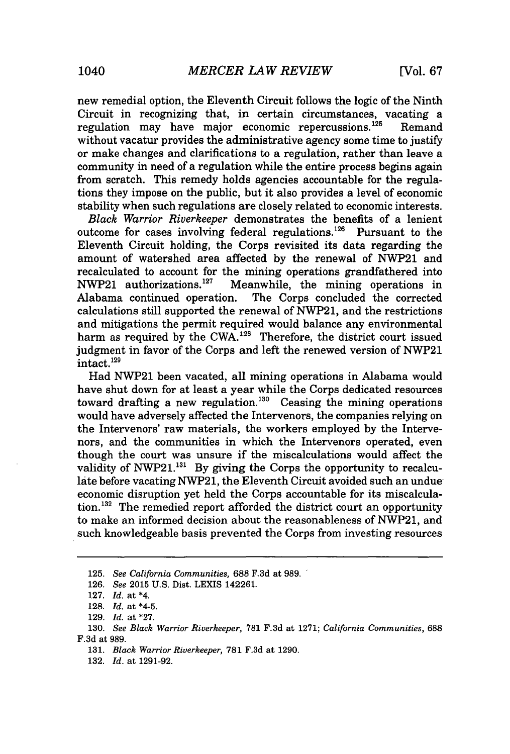new remedial option, the Eleventh Circuit follows the logic of the Ninth Circuit in recognizing that, in certain circumstances, vacating a regulation may have major economic repercussions.[125] Remand without vacatur provides the administrative agency some time to justify or make changes and clarifications to a regulation, rather than leave a community in need of a regulation while the entire process begins again from scratch. This remedy holds agencies accountable for the regulations they impose on the public, but it also provides a level of economic stability when such regulations are closely related to economic interests.

*Black Warrior Riverkeeper* demonstrates the benefits of a lenient outcome for cases involving federal regulations.[126] Pursuant to the Eleventh Circuit holding, the Corps revisited its data regarding the amount of watershed area affected by the renewal of NWP21 and recalculated to account for the mining operations grandfathered into NWP21 authorizations.[127] Meanwhile, the mining operations in Alabama continued operation. The Corps concluded the corrected calculations still supported the renewal of NWP21, and the restrictions and mitigations the permit required would balance any environmental harm as required by the CWA.[128] Therefore, the district court issued judgment in favor of the Corps and left the renewed version of NWP21 intact.[129]

Had NWP21 been vacated, all mining operations in Alabama would have shut down for at least a year while the Corps dedicated resources toward drafting a new regulation.[130] Ceasing the mining operations would have adversely affected the Intervenors, the companies relying on the Intervenors' raw materials, the workers employed by the Intervenors, and the communities in which the Intervenors operated, even though the court was unsure if the miscalculations would affect the validity of NWP21.[131] By giving the Corps the opportunity to recalculate before vacating NWP21, the Eleventh Circuit avoided such an undue economic disruption yet held the Corps accountable for its miscalculation.[132] The remedied report afforded the district court an opportunity to make an informed decision about the reasonableness of NWP21, and such knowledgeable basis prevented the Corps from investing resources

---

125. *See California Communities*, 688 F.3d at 989.

126. *See* 2015 U.S. Dist. LEXIS 142261.

127. *Id.* at *4.

128. *Id.* at *4-5.

129. *Id.* at *27.

130. *See Black Warrior Riverkeeper*, 781 F.3d at 1271; *California Communities*, 688 F.3d at 989.

131. *Black Warrior Riverkeeper*, 781 F.3d at 1290.

132. *Id.* at 1291-92.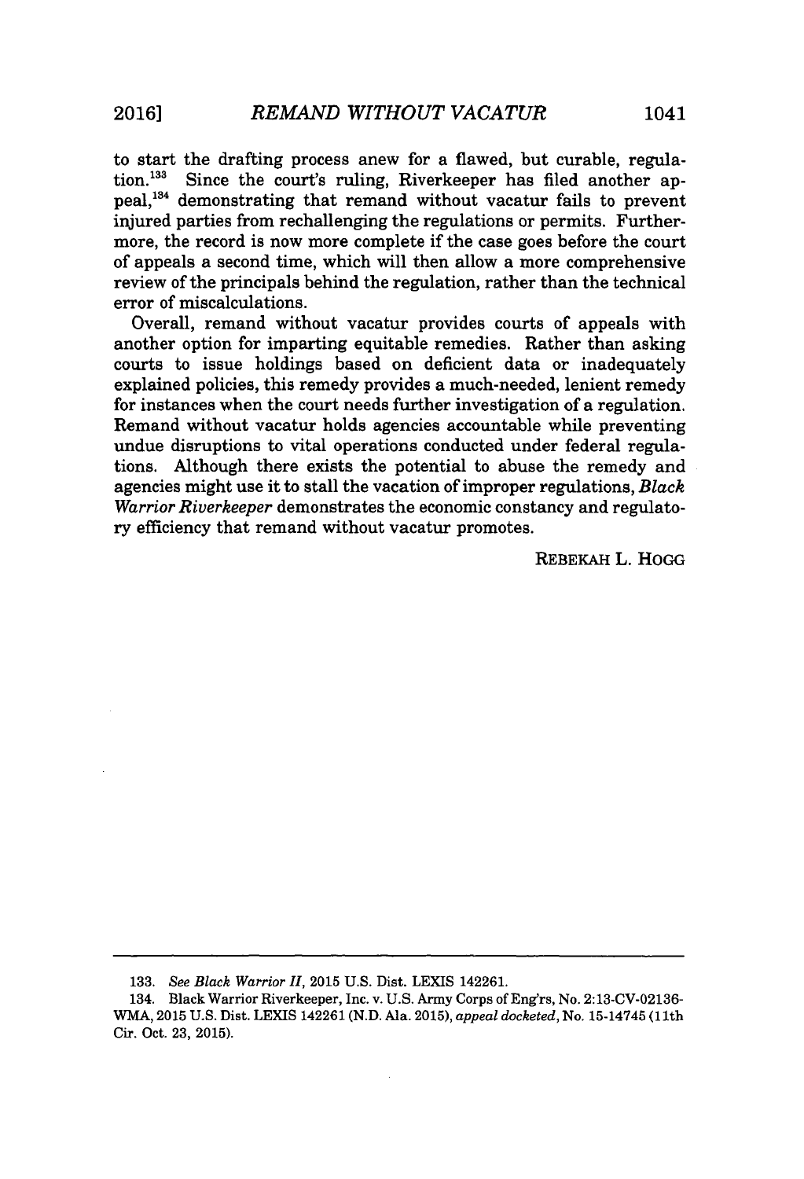to start the drafting process anew for a flawed, but curable, regulation.[133] Since the court's ruling, Riverkeeper has filed another appeal,[134] demonstrating that remand without vacatur fails to prevent injured parties from rechallenging the regulations or permits. Furthermore, the record is now more complete if the case goes before the court of appeals a second time, which will then allow a more comprehensive review of the principals behind the regulation, rather than the technical error of miscalculations.

Overall, remand without vacatur provides courts of appeals with another option for imparting equitable remedies. Rather than asking courts to issue holdings based on deficient data or inadequately explained policies, this remedy provides a much-needed, lenient remedy for instances when the court needs further investigation of a regulation. Remand without vacatur holds agencies accountable while preventing undue disruptions to vital operations conducted under federal regulations. Although there exists the potential to abuse the remedy and agencies might use it to stall the vacation of improper regulations, *Black Warrior Riverkeeper* demonstrates the economic constancy and regulatory efficiency that remand without vacatur promotes.

REBEKAH L. HOGG

---

133. *See Black Warrior II*, 2015 U.S. Dist. LEXIS 142261.

134. Black Warrior Riverkeeper, Inc. v. U.S. Army Corps of Eng'rs, No. 2:13-CV-02136-WMA, 2015 U.S. Dist. LEXIS 142261 (N.D. Ala. 2015), *appeal docketed*, No. 15-14745 (11th Cir. Oct. 23, 2015).